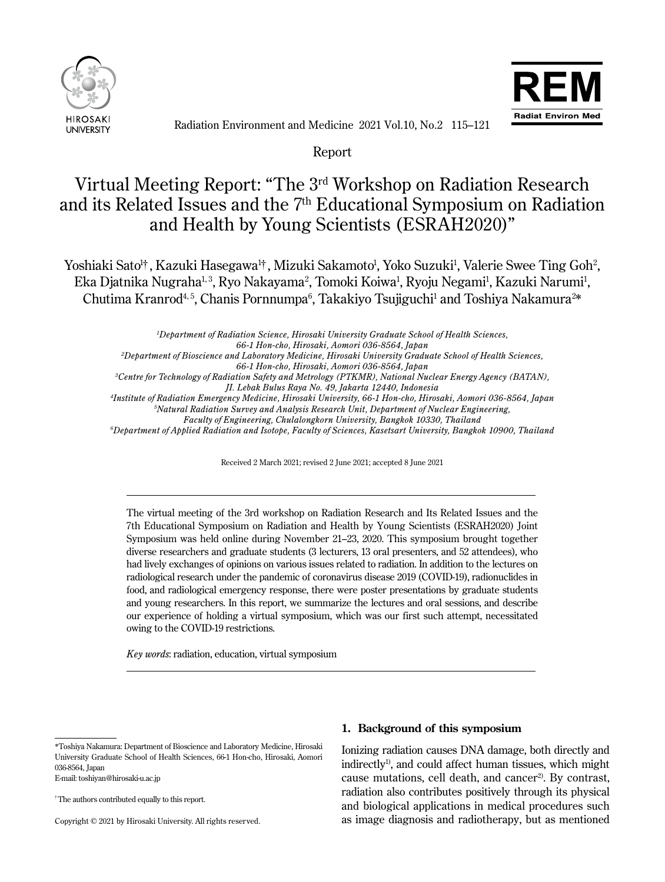Report

# Virtual Meeting Report: "The 3rd Workshop on Radiation Research and its Related Issues and the 7th Educational Symposium on Radiation and Health by Young Scientists (ESRAH2020)"

Yoshiaki Sato[1†], Kazuki Hasegawa[1†], Mizuki Sakamoto[1], Yoko Suzuki[1], Valerie Swee Ting Goh[2], Eka Djatnika Nugraha[1,3], Ryo Nakayama[2], Tomoki Koiwa[1], Ryoju Negami[1], Kazuki Narumi[1], Chutima Kranrod[4,5], Chanis Pornnumpa[6], Takakiyo Tsujiguchi[1] and Toshiya Nakamura[2*]

*[1]Department of Radiation Science, Hirosaki University Graduate School of Health Sciences, 66-1 Hon-cho, Hirosaki, Aomori 036-8564, Japan*
*[2]Department of Bioscience and Laboratory Medicine, Hirosaki University Graduate School of Health Sciences, 66-1 Hon-cho, Hirosaki, Aomori 036-8564, Japan*
*[3]Centre for Technology of Radiation Safety and Metrology (PTKMR), National Nuclear Energy Agency (BATAN), Jl. Lebak Bulus Raya No. 49, Jakarta 12440, Indonesia*
*[4]Institute of Radiation Emergency Medicine, Hirosaki University, 66-1 Hon-cho, Hirosaki, Aomori 036-8564, Japan*
*[5]Natural Radiation Survey and Analysis Research Unit, Department of Nuclear Engineering, Faculty of Engineering, Chulalongkorn University, Bangkok 10330, Thailand*
*[6]Department of Applied Radiation and Isotope, Faculty of Sciences, Kasetsart University, Bangkok 10900, Thailand*

Received 2 March 2021; revised 2 June 2021; accepted 8 June 2021

The virtual meeting of the 3rd workshop on Radiation Research and Its Related Issues and the 7th Educational Symposium on Radiation and Health by Young Scientists (ESRAH2020) Joint Symposium was held online during November 21–23, 2020. This symposium brought together diverse researchers and graduate students (3 lecturers, 13 oral presenters, and 52 attendees), who had lively exchanges of opinions on various issues related to radiation. In addition to the lectures on radiological research under the pandemic of coronavirus disease 2019 (COVID-19), radionuclides in food, and radiological emergency response, there were poster presentations by graduate students and young researchers. In this report, we summarize the lectures and oral sessions, and describe our experience of holding a virtual symposium, which was our first such attempt, necessitated owing to the COVID-19 restrictions.

*Key words*: radiation, education, virtual symposium

## 1. Background of this symposium

Ionizing radiation causes DNA damage, both directly and indirectly[1)], and could affect human tissues, which might cause mutations, cell death, and cancer[2)]. By contrast, radiation also contributes positively through its physical and biological applications in medical procedures such as image diagnosis and radiotherapy, but as mentioned

---

*Toshiya Nakamura: Department of Bioscience and Laboratory Medicine, Hirosaki University Graduate School of Health Sciences, 66-1 Hon-cho, Hirosaki, Aomori 036-8564, Japan
E-mail: toshiyan@hirosaki-u.ac.jp

†The authors contributed equally to this report.

Copyright © 2021 by Hirosaki University. All rights reserved.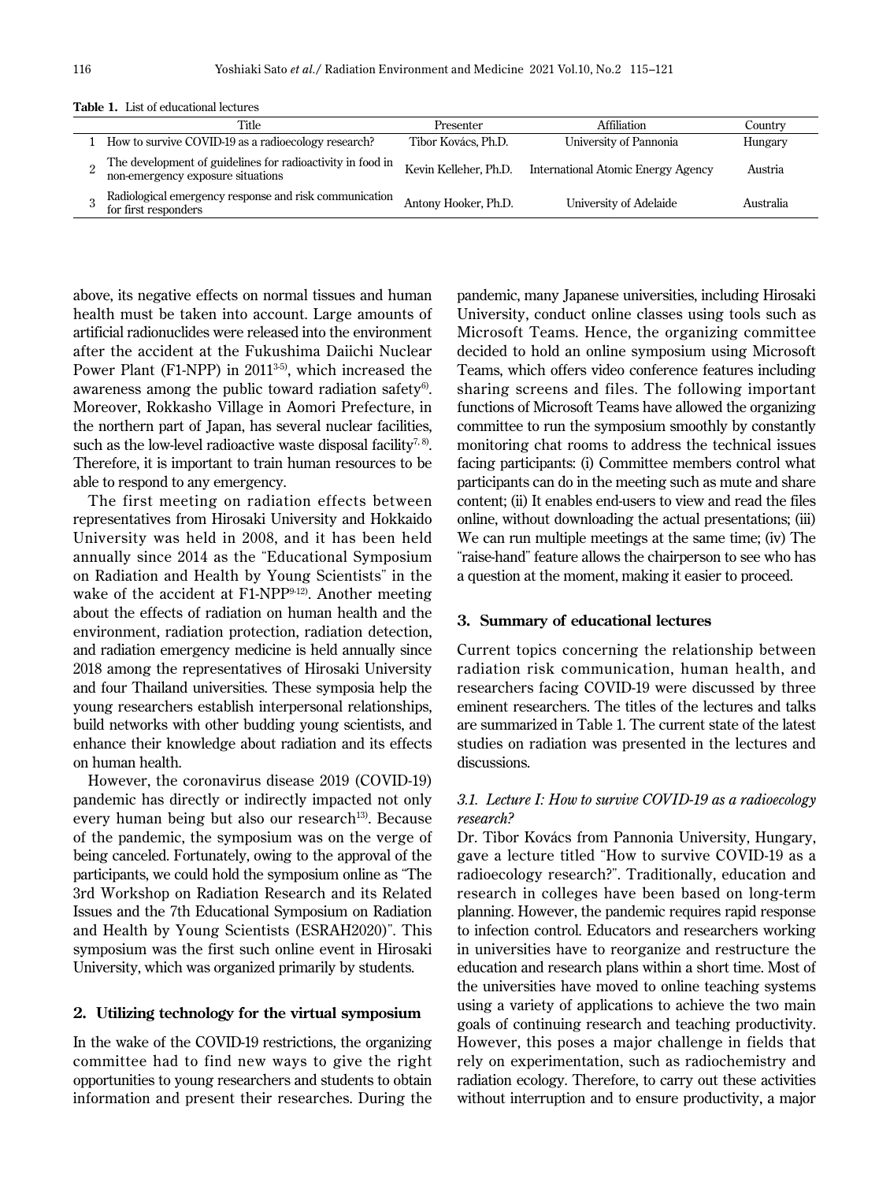**Table 1.** List of educational lectures

| | Title | Presenter | Affiliation | Country |
|---|---|---|---|---|
| 1 | How to survive COVID-19 as a radioecology research? | Tibor Kovács, Ph.D. | University of Pannonia | Hungary |
| 2 | The development of guidelines for radioactivity in food in non-emergency exposure situations | Kevin Kelleher, Ph.D. | International Atomic Energy Agency | Austria |
| 3 | Radiological emergency response and risk communication for first responders | Antony Hooker, Ph.D. | University of Adelaide | Australia |

above, its negative effects on normal tissues and human health must be taken into account. Large amounts of artificial radionuclides were released into the environment after the accident at the Fukushima Daiichi Nuclear Power Plant (F1-NPP) in 2011[3-5], which increased the awareness among the public toward radiation safety[6]. Moreover, Rokkasho Village in Aomori Prefecture, in the northern part of Japan, has several nuclear facilities, such as the low-level radioactive waste disposal facility[7, 8]. Therefore, it is important to train human resources to be able to respond to any emergency.

The first meeting on radiation effects between representatives from Hirosaki University and Hokkaido University was held in 2008, and it has been held annually since 2014 as the "Educational Symposium on Radiation and Health by Young Scientists" in the wake of the accident at F1-NPP[9-12]. Another meeting about the effects of radiation on human health and the environment, radiation protection, radiation detection, and radiation emergency medicine is held annually since 2018 among the representatives of Hirosaki University and four Thailand universities. These symposia help the young researchers establish interpersonal relationships, build networks with other budding young scientists, and enhance their knowledge about radiation and its effects on human health.

However, the coronavirus disease 2019 (COVID-19) pandemic has directly or indirectly impacted not only every human being but also our research[13]. Because of the pandemic, the symposium was on the verge of being canceled. Fortunately, owing to the approval of the participants, we could hold the symposium online as "The 3rd Workshop on Radiation Research and its Related Issues and the 7th Educational Symposium on Radiation and Health by Young Scientists (ESRAH2020)". This symposium was the first such online event in Hirosaki University, which was organized primarily by students.

## 2. Utilizing technology for the virtual symposium

In the wake of the COVID-19 restrictions, the organizing committee had to find new ways to give the right opportunities to young researchers and students to obtain information and present their researches. During the pandemic, many Japanese universities, including Hirosaki University, conduct online classes using tools such as Microsoft Teams. Hence, the organizing committee decided to hold an online symposium using Microsoft Teams, which offers video conference features including sharing screens and files. The following important functions of Microsoft Teams have allowed the organizing committee to run the symposium smoothly by constantly monitoring chat rooms to address the technical issues facing participants: (i) Committee members control what participants can do in the meeting such as mute and share content; (ii) It enables end-users to view and read the files online, without downloading the actual presentations; (iii) We can run multiple meetings at the same time; (iv) The "raise-hand" feature allows the chairperson to see who has a question at the moment, making it easier to proceed.

## 3. Summary of educational lectures

Current topics concerning the relationship between radiation risk communication, human health, and researchers facing COVID-19 were discussed by three eminent researchers. The titles of the lectures and talks are summarized in Table 1. The current state of the latest studies on radiation was presented in the lectures and discussions.

### *3.1. Lecture I: How to survive COVID-19 as a radioecology research?*

Dr. Tibor Kovács from Pannonia University, Hungary, gave a lecture titled "How to survive COVID-19 as a radioecology research?". Traditionally, education and research in colleges have been based on long-term planning. However, the pandemic requires rapid response to infection control. Educators and researchers working in universities have to reorganize and restructure the education and research plans within a short time. Most of the universities have moved to online teaching systems using a variety of applications to achieve the two main goals of continuing research and teaching productivity. However, this poses a major challenge in fields that rely on experimentation, such as radiochemistry and radiation ecology. Therefore, to carry out these activities without interruption and to ensure productivity, a major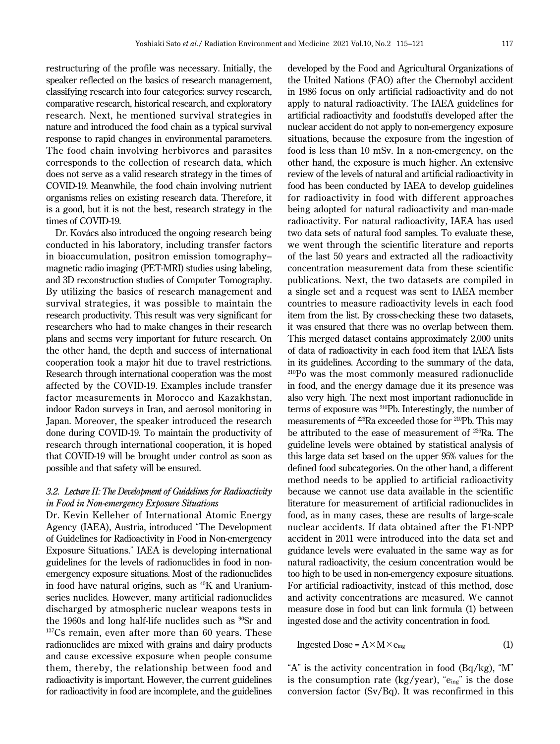restructuring of the profile was necessary. Initially, the speaker reflected on the basics of research management, classifying research into four categories: survey research, comparative research, historical research, and exploratory research. Next, he mentioned survival strategies in nature and introduced the food chain as a typical survival response to rapid changes in environmental parameters. The food chain involving herbivores and parasites corresponds to the collection of research data, which does not serve as a valid research strategy in the times of COVID-19. Meanwhile, the food chain involving nutrient organisms relies on existing research data. Therefore, it is a good, but it is not the best, research strategy in the times of COVID-19.

Dr. Kovács also introduced the ongoing research being conducted in his laboratory, including transfer factors in bioaccumulation, positron emission tomography–magnetic radio imaging (PET-MRI) studies using labeling, and 3D reconstruction studies of Computer Tomography. By utilizing the basics of research management and survival strategies, it was possible to maintain the research productivity. This result was very significant for researchers who had to make changes in their research plans and seems very important for future research. On the other hand, the depth and success of international cooperation took a major hit due to travel restrictions. Research through international cooperation was the most affected by the COVID-19. Examples include transfer factor measurements in Morocco and Kazakhstan, indoor Radon surveys in Iran, and aerosol monitoring in Japan. Moreover, the speaker introduced the research done during COVID-19. To maintain the productivity of research through international cooperation, it is hoped that COVID-19 will be brought under control as soon as possible and that safety will be ensured.

### *3.2. Lecture II: The Development of Guidelines for Radioactivity in Food in Non-emergency Exposure Situations*

Dr. Kevin Kelleher of International Atomic Energy Agency (IAEA), Austria, introduced "The Development of Guidelines for Radioactivity in Food in Non-emergency Exposure Situations." IAEA is developing international guidelines for the levels of radionuclides in food in non-emergency exposure situations. Most of the radionuclides in food have natural origins, such as $^{40}$K and Uranium-series nuclides. However, many artificial radionuclides discharged by atmospheric nuclear weapons tests in the 1960s and long half-life nuclides such as $^{90}$Sr and $^{137}$Cs remain, even after more than 60 years. These radionuclides are mixed with grains and dairy products and cause excessive exposure when people consume them, thereby, the relationship between food and radioactivity is important. However, the current guidelines for radioactivity in food are incomplete, and the guidelines developed by the Food and Agricultural Organizations of the United Nations (FAO) after the Chernobyl accident in 1986 focus on only artificial radioactivity and do not apply to natural radioactivity. The IAEA guidelines for artificial radioactivity and foodstuffs developed after the nuclear accident do not apply to non-emergency exposure situations, because the exposure from the ingestion of food is less than 10 mSv. In a non-emergency, on the other hand, the exposure is much higher. An extensive review of the levels of natural and artificial radioactivity in food has been conducted by IAEA to develop guidelines for radioactivity in food with different approaches being adopted for natural radioactivity and man-made radioactivity. For natural radioactivity, IAEA has used two data sets of natural food samples. To evaluate these, we went through the scientific literature and reports of the last 50 years and extracted all the radioactivity concentration measurement data from these scientific publications. Next, the two datasets are compiled in a single set and a request was sent to IAEA member countries to measure radioactivity levels in each food item from the list. By cross-checking these two datasets, it was ensured that there was no overlap between them. This merged dataset contains approximately 2,000 units of data of radioactivity in each food item that IAEA lists in its guidelines. According to the summary of the data, $^{210}$Po was the most commonly measured radionuclide in food, and the energy damage due it its presence was also very high. The next most important radionuclide in terms of exposure was $^{210}$Pb. Interestingly, the number of measurements of $^{226}$Ra exceeded those for $^{210}$Pb. This may be attributed to the ease of measurement of $^{226}$Ra. The guideline levels were obtained by statistical analysis of this large data set based on the upper 95% values for the defined food subcategories. On the other hand, a different method needs to be applied to artificial radioactivity because we cannot use data available in the scientific literature for measurement of artificial radionuclides in food, as in many cases, these are results of large-scale nuclear accidents. If data obtained after the F1-NPP accident in 2011 were introduced into the data set and guidance levels were evaluated in the same way as for natural radioactivity, the cesium concentration would be too high to be used in non-emergency exposure situations. For artificial radioactivity, instead of this method, dose and activity concentrations are measured. We cannot measure dose in food but can link formula (1) between ingested dose and the activity concentration in food.

$$\text{Ingested Dose} = A \times M \times e_{ing} \tag{1}$$

"A" is the activity concentration in food (Bq/kg), "M" is the consumption rate (kg/year), "$e_{ing}$" is the dose conversion factor (Sv/Bq). It was reconfirmed in this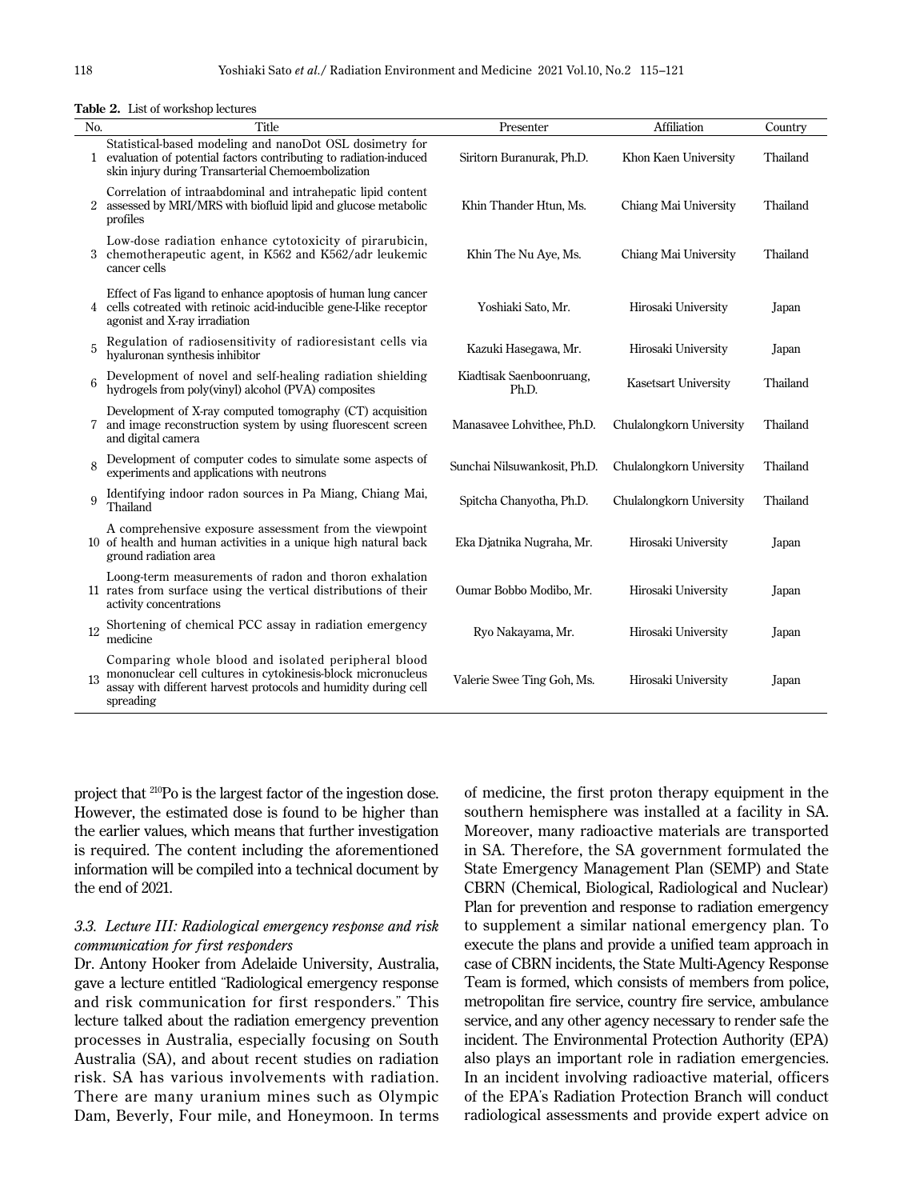**Table 2.** List of workshop lectures

| No. | Title | Presenter | Affiliation | Country |
|---|---|---|---|---|
| 1 | Statistical-based modeling and nanoDot OSL dosimetry for evaluation of potential factors contributing to radiation-induced skin injury during Transarterial Chemoembolization | Siritorn Buranurak, Ph.D. | Khon Kaen University | Thailand |
| 2 | Correlation of intraabdominal and intrahepatic lipid content assessed by MRI/MRS with biofluid lipid and glucose metabolic profiles | Khin Thander Htun, Ms. | Chiang Mai University | Thailand |
| 3 | Low-dose radiation enhance cytotoxicity of pirarubicin, chemotherapeutic agent, in K562 and K562/adr leukemic cancer cells | Khin The Nu Aye, Ms. | Chiang Mai University | Thailand |
| 4 | Effect of Fas ligand to enhance apoptosis of human lung cancer cells cotreated with retinoic acid-inducible gene-I-like receptor agonist and X-ray irradiation | Yoshiaki Sato, Mr. | Hirosaki University | Japan |
| 5 | Regulation of radiosensitivity of radioresistant cells via hyaluronan synthesis inhibitor | Kazuki Hasegawa, Mr. | Hirosaki University | Japan |
| 6 | Development of novel and self-healing radiation shielding hydrogels from poly(vinyl) alcohol (PVA) composites | Kiadtisak Saenboonruang, Ph.D. | Kasetsart University | Thailand |
| 7 | Development of X-ray computed tomography (CT) acquisition and image reconstruction system by using fluorescent screen and digital camera | Manasavee Lohvithee, Ph.D. | Chulalongkorn University | Thailand |
| 8 | Development of computer codes to simulate some aspects of experiments and applications with neutrons | Sunchai Nilsuwankosit, Ph.D. | Chulalongkorn University | Thailand |
| 9 | Identifying indoor radon sources in Pa Miang, Chiang Mai, Thailand | Spitcha Chanyotha, Ph.D. | Chulalongkorn University | Thailand |
| 10 | A comprehensive exposure assessment from the viewpoint of health and human activities in a unique high natural back ground radiation area | Eka Djatnika Nugraha, Mr. | Hirosaki University | Japan |
| 11 | Loong-term measurements of radon and thoron exhalation rates from surface using the vertical distributions of their activity concentrations | Oumar Bobbo Modibo, Mr. | Hirosaki University | Japan |
| 12 | Shortening of chemical PCC assay in radiation emergency medicine | Ryo Nakayama, Mr. | Hirosaki University | Japan |
| 13 | Comparing whole blood and isolated peripheral blood mononuclear cell cultures in cytokinesis-block micronucleus assay with different harvest protocols and humidity during cell spreading | Valerie Swee Ting Goh, Ms. | Hirosaki University | Japan |

project that $^{210}$Po is the largest factor of the ingestion dose. However, the estimated dose is found to be higher than the earlier values, which means that further investigation is required. The content including the aforementioned information will be compiled into a technical document by the end of 2021.

### 3.3. Lecture III: Radiological emergency response and risk communication for first responders

Dr. Antony Hooker from Adelaide University, Australia, gave a lecture entitled "Radiological emergency response and risk communication for first responders." This lecture talked about the radiation emergency prevention processes in Australia, especially focusing on South Australia (SA), and about recent studies on radiation risk. SA has various involvements with radiation. There are many uranium mines such as Olympic Dam, Beverly, Four mile, and Honeymoon. In terms of medicine, the first proton therapy equipment in the southern hemisphere was installed at a facility in SA. Moreover, many radioactive materials are transported in SA. Therefore, the SA government formulated the State Emergency Management Plan (SEMP) and State CBRN (Chemical, Biological, Radiological and Nuclear) Plan for prevention and response to radiation emergency to supplement a similar national emergency plan. To execute the plans and provide a unified team approach in case of CBRN incidents, the State Multi-Agency Response Team is formed, which consists of members from police, metropolitan fire service, country fire service, ambulance service, and any other agency necessary to render safe the incident. The Environmental Protection Authority (EPA) also plays an important role in radiation emergencies. In an incident involving radioactive material, officers of the EPA's Radiation Protection Branch will conduct radiological assessments and provide expert advice on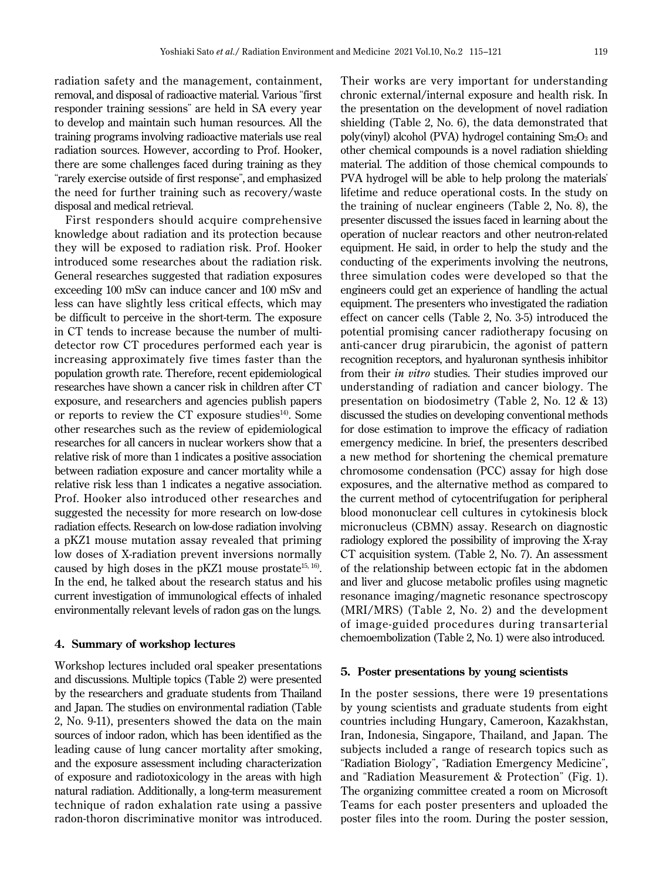radiation safety and the management, containment, removal, and disposal of radioactive material. Various "first responder training sessions" are held in SA every year to develop and maintain such human resources. All the training programs involving radioactive materials use real radiation sources. However, according to Prof. Hooker, there are some challenges faced during training as they "rarely exercise outside of first response", and emphasized the need for further training such as recovery/waste disposal and medical retrieval.

First responders should acquire comprehensive knowledge about radiation and its protection because they will be exposed to radiation risk. Prof. Hooker introduced some researches about the radiation risk. General researches suggested that radiation exposures exceeding 100 mSv can induce cancer and 100 mSv and less can have slightly less critical effects, which may be difficult to perceive in the short-term. The exposure in CT tends to increase because the number of multi-detector row CT procedures performed each year is increasing approximately five times faster than the population growth rate. Therefore, recent epidemiological researches have shown a cancer risk in children after CT exposure, and researchers and agencies publish papers or reports to review the CT exposure studies[14]. Some other researches such as the review of epidemiological researches for all cancers in nuclear workers show that a relative risk of more than 1 indicates a positive association between radiation exposure and cancer mortality while a relative risk less than 1 indicates a negative association. Prof. Hooker also introduced other researches and suggested the necessity for more research on low-dose radiation effects. Research on low-dose radiation involving a pKZ1 mouse mutation assay revealed that priming low doses of X-radiation prevent inversions normally caused by high doses in the pKZ1 mouse prostate[15, 16]. In the end, he talked about the research status and his current investigation of immunological effects of inhaled environmentally relevant levels of radon gas on the lungs.

## 4. Summary of workshop lectures

Workshop lectures included oral speaker presentations and discussions. Multiple topics (Table 2) were presented by the researchers and graduate students from Thailand and Japan. The studies on environmental radiation (Table 2, No. 9-11), presenters showed the data on the main sources of indoor radon, which has been identified as the leading cause of lung cancer mortality after smoking, and the exposure assessment including characterization of exposure and radiotoxicology in the areas with high natural radiation. Additionally, a long-term measurement technique of radon exhalation rate using a passive radon-thoron discriminative monitor was introduced. Their works are very important for understanding chronic external/internal exposure and health risk. In the presentation on the development of novel radiation shielding (Table 2, No. 6), the data demonstrated that poly(vinyl) alcohol (PVA) hydrogel containing $Sm_2O_3$ and other chemical compounds is a novel radiation shielding material. The addition of those chemical compounds to PVA hydrogel will be able to help prolong the materials' lifetime and reduce operational costs. In the study on the training of nuclear engineers (Table 2, No. 8), the presenter discussed the issues faced in learning about the operation of nuclear reactors and other neutron-related equipment. He said, in order to help the study and the conducting of the experiments involving the neutrons, three simulation codes were developed so that the engineers could get an experience of handling the actual equipment. The presenters who investigated the radiation effect on cancer cells (Table 2, No. 3-5) introduced the potential promising cancer radiotherapy focusing on anti-cancer drug pirarubicin, the agonist of pattern recognition receptors, and hyaluronan synthesis inhibitor from their *in vitro* studies. Their studies improved our understanding of radiation and cancer biology. The presentation on biodosimetry (Table 2, No. 12 & 13) discussed the studies on developing conventional methods for dose estimation to improve the efficacy of radiation emergency medicine. In brief, the presenters described a new method for shortening the chemical premature chromosome condensation (PCC) assay for high dose exposures, and the alternative method as compared to the current method of cytocentrifugation for peripheral blood mononuclear cell cultures in cytokinesis block micronucleus (CBMN) assay. Research on diagnostic radiology explored the possibility of improving the X-ray CT acquisition system. (Table 2, No. 7). An assessment of the relationship between ectopic fat in the abdomen and liver and glucose metabolic profiles using magnetic resonance imaging/magnetic resonance spectroscopy (MRI/MRS) (Table 2, No. 2) and the development of image-guided procedures during transarterial chemoembolization (Table 2, No. 1) were also introduced.

## 5. Poster presentations by young scientists

In the poster sessions, there were 19 presentations by young scientists and graduate students from eight countries including Hungary, Cameroon, Kazakhstan, Iran, Indonesia, Singapore, Thailand, and Japan. The subjects included a range of research topics such as "Radiation Biology", "Radiation Emergency Medicine", and "Radiation Measurement & Protection" (Fig. 1). The organizing committee created a room on Microsoft Teams for each poster presenters and uploaded the poster files into the room. During the poster session,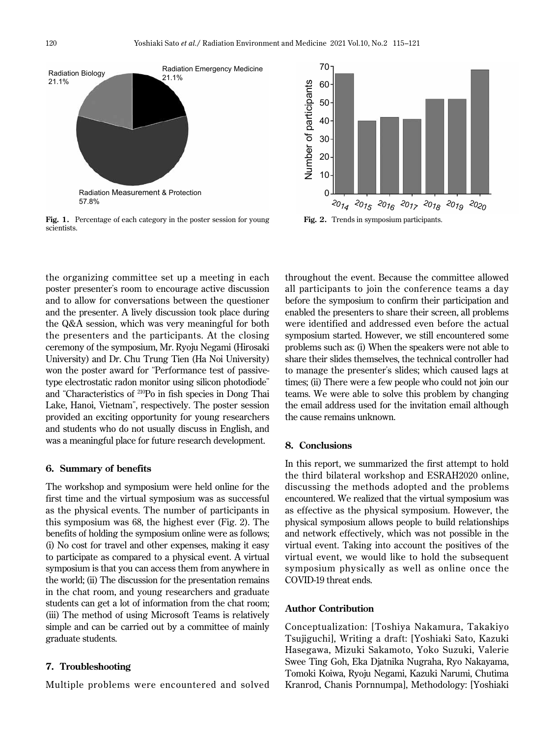Fig. 1. Percentage of each category in the poster session for young scientists.

Fig. 2. Trends in symposium participants.

the organizing committee set up a meeting in each poster presenter's room to encourage active discussion and to allow for conversations between the questioner and the presenter. A lively discussion took place during the Q&A session, which was very meaningful for both the presenters and the participants. At the closing ceremony of the symposium, Mr. Ryoju Negami (Hirosaki University) and Dr. Chu Trung Tien (Ha Noi University) won the poster award for "Performance test of passive-type electrostatic radon monitor using silicon photodiode" and "Characteristics of $^{210}$Po in fish species in Dong Thai Lake, Hanoi, Vietnam", respectively. The poster session provided an exciting opportunity for young researchers and students who do not usually discuss in English, and was a meaningful place for future research development.

## 6. Summary of benefits

The workshop and symposium were held online for the first time and the virtual symposium was as successful as the physical events. The number of participants in this symposium was 68, the highest ever (Fig. 2). The benefits of holding the symposium online were as follows; (i) No cost for travel and other expenses, making it easy to participate as compared to a physical event. A virtual symposium is that you can access them from anywhere in the world; (ii) The discussion for the presentation remains in the chat room, and young researchers and graduate students can get a lot of information from the chat room; (iii) The method of using Microsoft Teams is relatively simple and can be carried out by a committee of mainly graduate students.

## 7. Troubleshooting

Multiple problems were encountered and solved throughout the event. Because the committee allowed all participants to join the conference teams a day before the symposium to confirm their participation and enabled the presenters to share their screen, all problems were identified and addressed even before the actual symposium started. However, we still encountered some problems such as: (i) When the speakers were not able to share their slides themselves, the technical controller had to manage the presenter's slides; which caused lags at times; (ii) There were a few people who could not join our teams. We were able to solve this problem by changing the email address used for the invitation email although the cause remains unknown.

## 8. Conclusions

In this report, we summarized the first attempt to hold the third bilateral workshop and ESRAH2020 online, discussing the methods adopted and the problems encountered. We realized that the virtual symposium was as effective as the physical symposium. However, the physical symposium allows people to build relationships and network effectively, which was not possible in the virtual event. Taking into account the positives of the virtual event, we would like to hold the subsequent symposium physically as well as online once the COVID-19 threat ends.

## Author Contribution

Conceptualization: [Toshiya Nakamura, Takakiyo Tsujiguchi], Writing a draft: [Yoshiaki Sato, Kazuki Hasegawa, Mizuki Sakamoto, Yoko Suzuki, Valerie Swee Ting Goh, Eka Djatnika Nugraha, Ryo Nakayama, Tomoki Koiwa, Ryoju Negami, Kazuki Narumi, Chutima Kranrod, Chanis Pornnumpa], Methodology: [Yoshiaki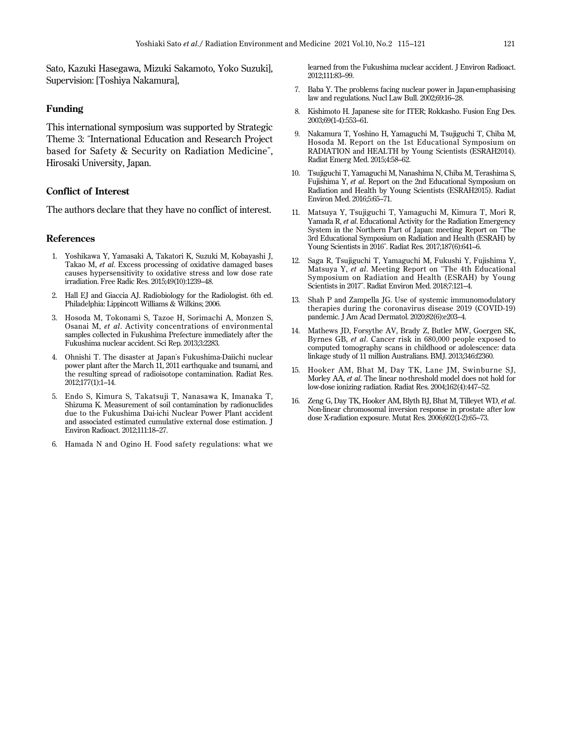Sato, Kazuki Hasegawa, Mizuki Sakamoto, Yoko Suzuki], Supervision: [Toshiya Nakamura],

## Funding

This international symposium was supported by Strategic Theme 3: "International Education and Research Project based for Safety & Security on Radiation Medicine", Hirosaki University, Japan.

## Conflict of Interest

The authors declare that they have no conflict of interest.

## References

1. Yoshikawa Y, Yamasaki A, Takatori K, Suzuki M, Kobayashi J, Takao M, *et al*. Excess processing of oxidative damaged bases causes hypersensitivity to oxidative stress and low dose rate irradiation. Free Radic Res. 2015;49(10):1239–48.
2. Hall EJ and Giaccia AJ. Radiobiology for the Radiologist. 6th ed. Philadelphia: Lippincott Williams & Wilkins; 2006.
3. Hosoda M, Tokonami S, Tazoe H, Sorimachi A, Monzen S, Osanai M, *et al*. Activity concentrations of environmental samples collected in Fukushima Prefecture immediately after the Fukushima nuclear accident. Sci Rep. 2013;3:2283.
4. Ohnishi T. The disaster at Japan's Fukushima-Daiichi nuclear power plant after the March 11, 2011 earthquake and tsunami, and the resulting spread of radioisotope contamination. Radiat Res. 2012;177(1):1–14.
5. Endo S, Kimura S, Takatsuji T, Nanasawa K, Imanaka T, Shizuma K. Measurement of soil contamination by radionuclides due to the Fukushima Dai-ichi Nuclear Power Plant accident and associated estimated cumulative external dose estimation. J Environ Radioact. 2012;111:18–27.
6. Hamada N and Ogino H. Food safety regulations: what we learned from the Fukushima nuclear accident. J Environ Radioact. 2012;111:83–99.
7. Baba Y. The problems facing nuclear power in Japan-emphasising law and regulations. Nucl Law Bull. 2002;69:16–28.
8. Kishimoto H. Japanese site for ITER; Rokkasho. Fusion Eng Des. 2003;69(1-4):553–61.
9. Nakamura T, Yoshino H, Yamaguchi M, Tsujiguchi T, Chiba M, Hosoda M. Report on the 1st Educational Symposium on RADIATION and HEALTH by Young Scientists (ESRAH2014). Radiat Emerg Med. 2015;4:58–62.
10. Tsujiguchi T, Yamaguchi M, Nanashima N, Chiba M, Terashima S, Fujishima Y, *et al*. Report on the 2nd Educational Symposium on Radiation and Health by Young Scientists (ESRAH2015). Radiat Environ Med. 2016;5:65–71.
11. Matsuya Y, Tsujiguchi T, Yamaguchi M, Kimura T, Mori R, Yamada R, *et al*. Educational Activity for the Radiation Emergency System in the Northern Part of Japan: meeting Report on "The 3rd Educational Symposium on Radiation and Health (ESRAH) by Young Scientists in 2016". Radiat Res. 2017;187(6):641–6.
12. Saga R, Tsujiguchi T, Yamaguchi M, Fukushi Y, Fujishima Y, Matsuya Y, *et al*. Meeting Report on "The 4th Educational Symposium on Radiation and Health (ESRAH) by Young Scientists in 2017". Radiat Environ Med. 2018;7:121–4.
13. Shah P and Zampella JG. Use of systemic immunomodulatory therapies during the coronavirus disease 2019 (COVID-19) pandemic. J Am Acad Dermatol. 2020;82(6):e203–4.
14. Mathews JD, Forsythe AV, Brady Z, Butler MW, Goergen SK, Byrnes GB, *et al*. Cancer risk in 680,000 people exposed to computed tomography scans in childhood or adolescence: data linkage study of 11 million Australians. BMJ. 2013;346:f2360.
15. Hooker AM, Bhat M, Day TK, Lane JM, Swinburne SJ, Morley AA, *et al*. The linear no-threshold model does not hold for low-dose ionizing radiation. Radiat Res. 2004;162(4):447–52.
16. Zeng G, Day TK, Hooker AM, Blyth BJ, Bhat M, Tilleyet WD, *et al*. Non-linear chromosomal inversion response in prostate after low dose X-radiation exposure. Mutat Res. 2006;602(1-2):65–73.